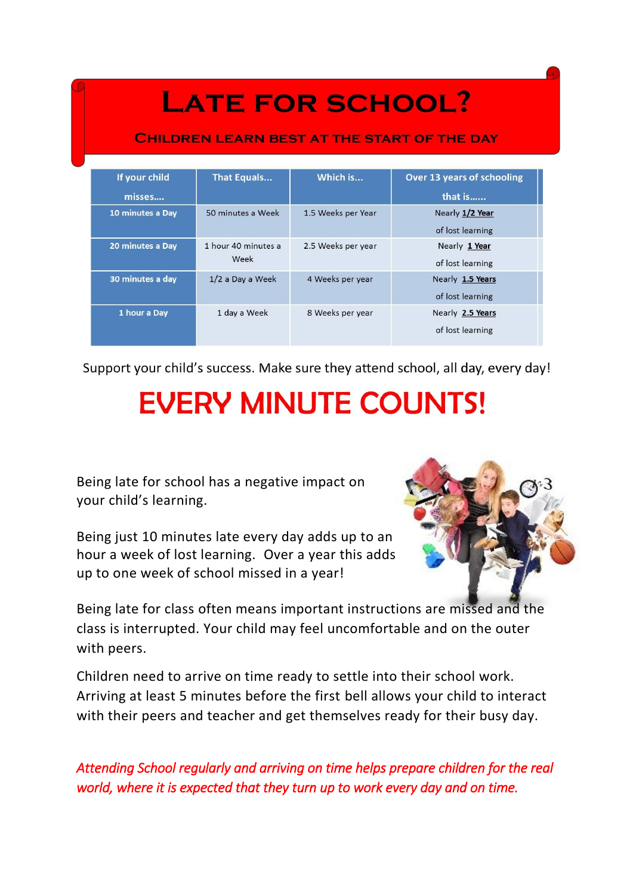# Late for School?

## Children learn best at the start of the day

| If your child misses.... | That Equals... | Which is... | Over 13 years of schooling that is...... |
|---|---|---|---|
| **10 minutes a Day** | 50 minutes a Week | 1.5 Weeks per Year | Nearly **1/2 Year** of lost learning |
| **20 minutes a Day** | 1 hour 40 minutes a Week | 2.5 Weeks per year | Nearly **1 Year** of lost learning |
| **30 minutes a day** | 1/2 a Day a Week | 4 Weeks per year | Nearly **1.5 Years** of lost learning |
| **1 hour a Day** | 1 day a Week | 8 Weeks per year | Nearly **2.5 Years** of lost learning |

Support your child's success. Make sure they attend school, all day, every day!

# EVERY MINUTE COUNTS!

Being late for school has a negative impact on your child's learning.

Being just 10 minutes late every day adds up to an hour a week of lost learning. Over a year this adds up to one week of school missed in a year!

Being late for class often means important instructions are missed and the class is interrupted. Your child may feel uncomfortable and on the outer with peers.

Children need to arrive on time ready to settle into their school work. Arriving at least 5 minutes before the first bell allows your child to interact with their peers and teacher and get themselves ready for their busy day.

*Attending School regularly and arriving on time helps prepare children for the real world, where it is expected that they turn up to work every day and on time.*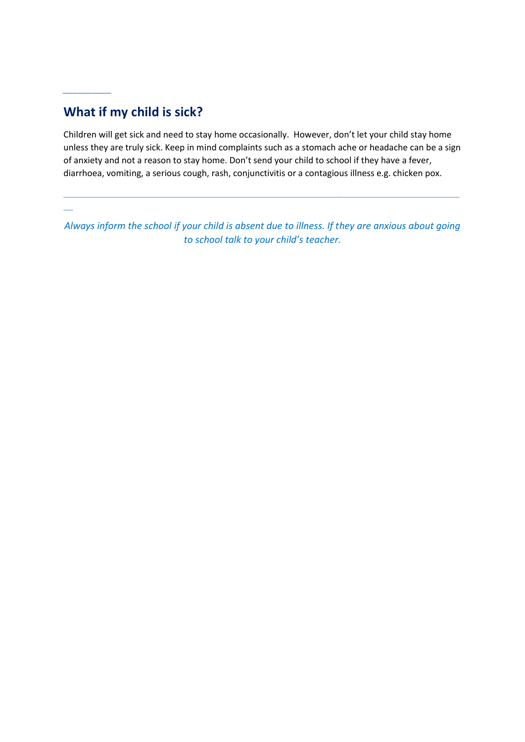## What if my child is sick?

Children will get sick and need to stay home occasionally. However, don't let your child stay home unless they are truly sick. Keep in mind complaints such as a stomach ache or headache can be a sign of anxiety and not a reason to stay home. Don't send your child to school if they have a fever, diarrhoea, vomiting, a serious cough, rash, conjunctivitis or a contagious illness e.g. chicken pox.

---

*Always inform the school if your child is absent due to illness. If they are anxious about going to school talk to your child's teacher.*